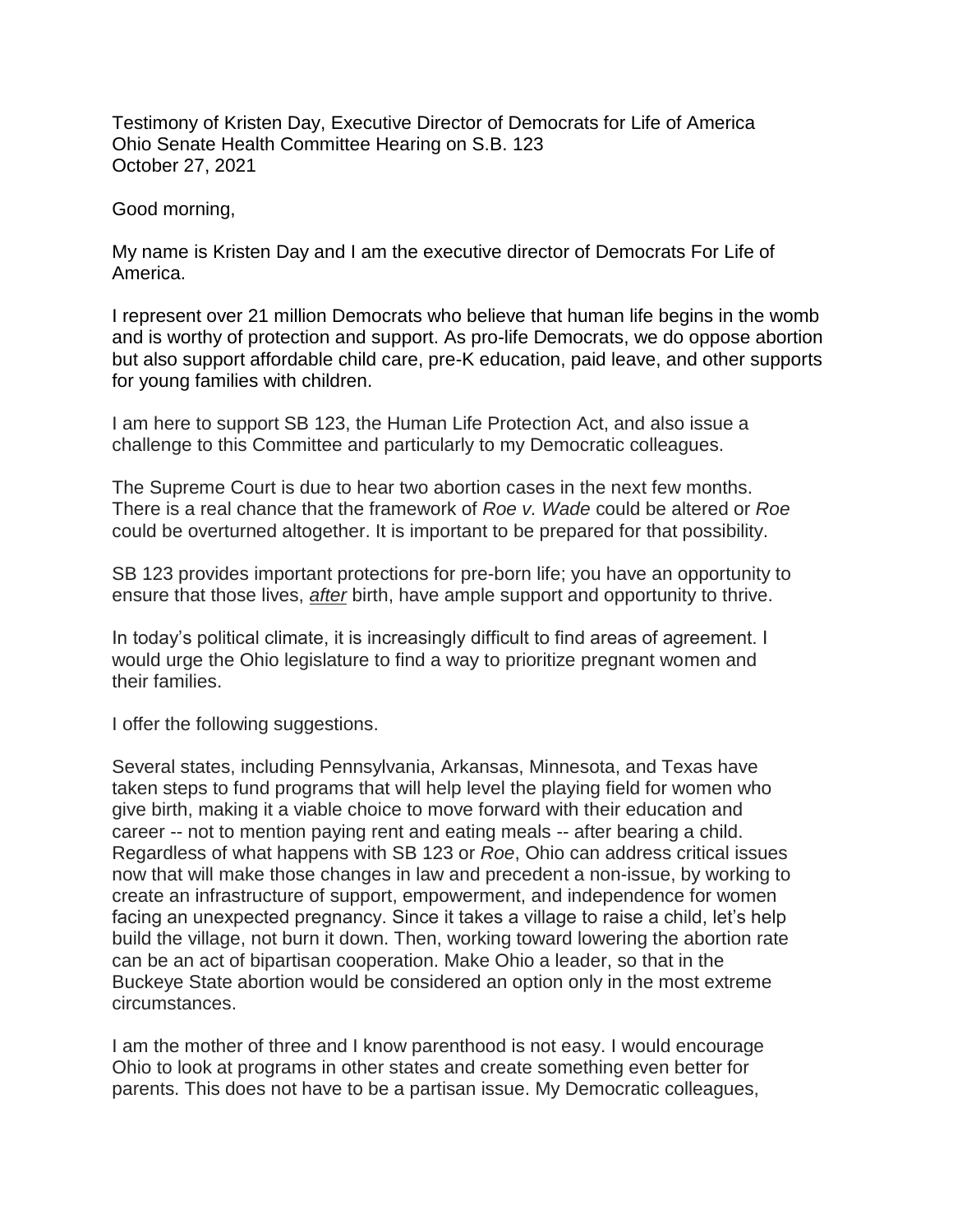Testimony of Kristen Day, Executive Director of Democrats for Life of America
Ohio Senate Health Committee Hearing on S.B. 123
October 27, 2021

Good morning,

My name is Kristen Day and I am the executive director of Democrats For Life of America.

I represent over 21 million Democrats who believe that human life begins in the womb and is worthy of protection and support. As pro-life Democrats, we do oppose abortion but also support affordable child care, pre-K education, paid leave, and other supports for young families with children.

I am here to support SB 123, the Human Life Protection Act, and also issue a challenge to this Committee and particularly to my Democratic colleagues.

The Supreme Court is due to hear two abortion cases in the next few months. There is a real chance that the framework of *Roe v. Wade* could be altered or *Roe* could be overturned altogether. It is important to be prepared for that possibility.

SB 123 provides important protections for pre-born life; you have an opportunity to ensure that those lives, ***after*** birth, have ample support and opportunity to thrive.

In today's political climate, it is increasingly difficult to find areas of agreement. I would urge the Ohio legislature to find a way to prioritize pregnant women and their families.

I offer the following suggestions.

Several states, including Pennsylvania, Arkansas, Minnesota, and Texas have taken steps to fund programs that will help level the playing field for women who give birth, making it a viable choice to move forward with their education and career -- not to mention paying rent and eating meals -- after bearing a child. Regardless of what happens with SB 123 or *Roe*, Ohio can address critical issues now that will make those changes in law and precedent a non-issue, by working to create an infrastructure of support, empowerment, and independence for women facing an unexpected pregnancy. Since it takes a village to raise a child, let's help build the village, not burn it down. Then, working toward lowering the abortion rate can be an act of bipartisan cooperation. Make Ohio a leader, so that in the Buckeye State abortion would be considered an option only in the most extreme circumstances.

I am the mother of three and I know parenthood is not easy. I would encourage Ohio to look at programs in other states and create something even better for parents. This does not have to be a partisan issue. My Democratic colleagues,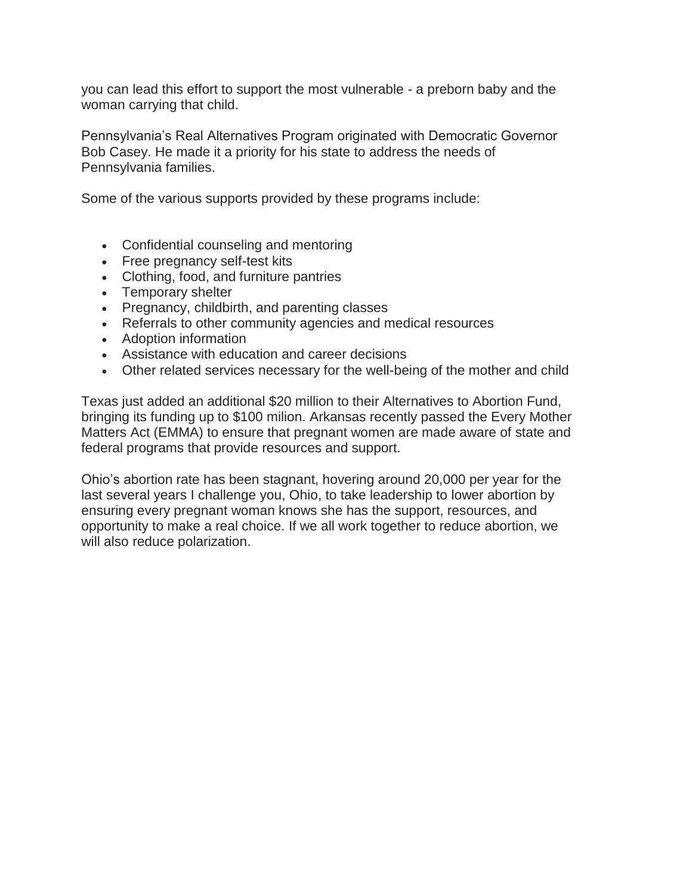you can lead this effort to support the most vulnerable - a preborn baby and the woman carrying that child.

Pennsylvania's Real Alternatives Program originated with Democratic Governor Bob Casey. He made it a priority for his state to address the needs of Pennsylvania families.

Some of the various supports provided by these programs include:

- Confidential counseling and mentoring
- Free pregnancy self-test kits
- Clothing, food, and furniture pantries
- Temporary shelter
- Pregnancy, childbirth, and parenting classes
- Referrals to other community agencies and medical resources
- Adoption information
- Assistance with education and career decisions
- Other related services necessary for the well-being of the mother and child

Texas just added an additional $20 million to their Alternatives to Abortion Fund, bringing its funding up to $100 milion. Arkansas recently passed the Every Mother Matters Act (EMMA) to ensure that pregnant women are made aware of state and federal programs that provide resources and support.

Ohio's abortion rate has been stagnant, hovering around 20,000 per year for the last several years I challenge you, Ohio, to take leadership to lower abortion by ensuring every pregnant woman knows she has the support, resources, and opportunity to make a real choice. If we all work together to reduce abortion, we will also reduce polarization.